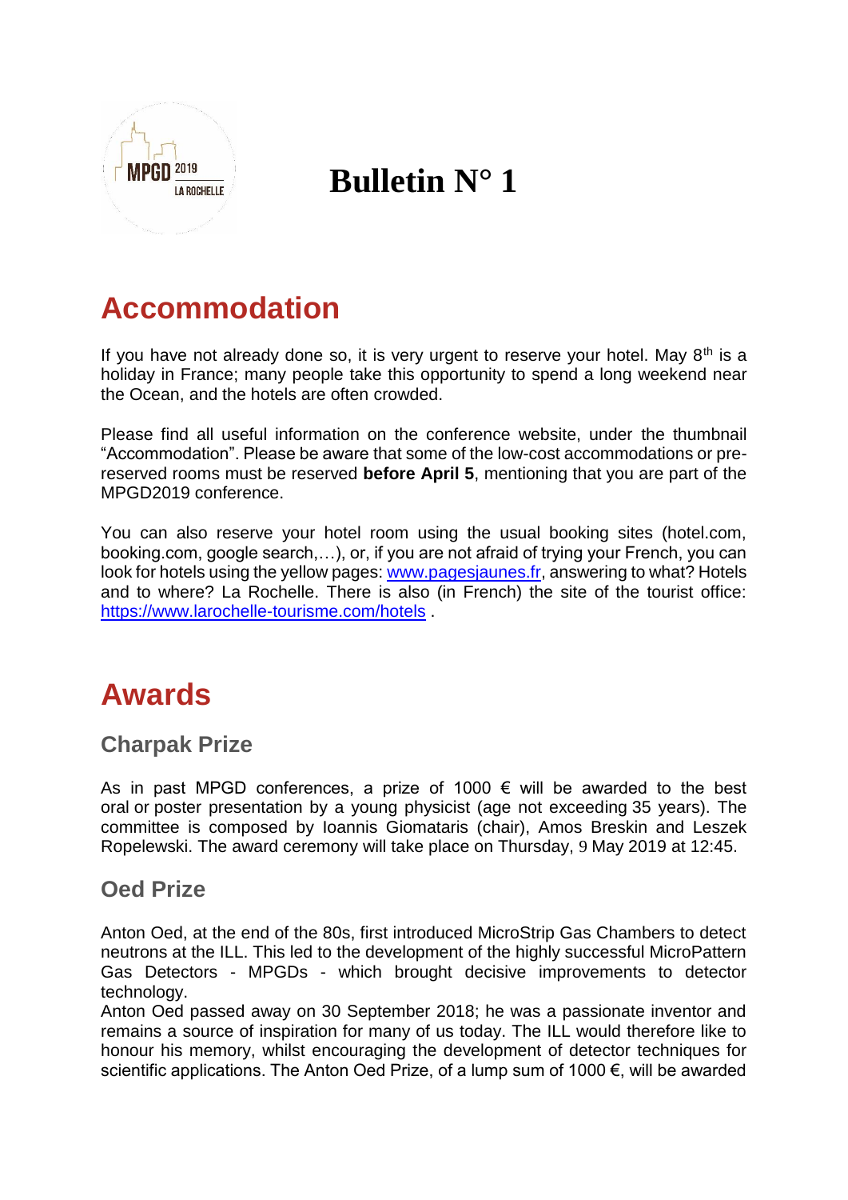# Bulletin N° 1

## Accommodation

If you have not already done so, it is very urgent to reserve your hotel. May 8th is a holiday in France; many people take this opportunity to spend a long weekend near the Ocean, and the hotels are often crowded.

Please find all useful information on the conference website, under the thumbnail "Accommodation". Please be aware that some of the low-cost accommodations or pre-reserved rooms must be reserved **before April 5**, mentioning that you are part of the MPGD2019 conference.

You can also reserve your hotel room using the usual booking sites (hotel.com, booking.com, google search,…), or, if you are not afraid of trying your French, you can look for hotels using the yellow pages: [www.pagesjaunes.fr](http://www.pagesjaunes.fr), answering to what? Hotels and to where? La Rochelle. There is also (in French) the site of the tourist office: [https://www.larochelle-tourisme.com/hotels](https://www.larochelle-tourisme.com/hotels) .

## Awards

### Charpak Prize

As in past MPGD conferences, a prize of 1000 € will be awarded to the best oral or poster presentation by a young physicist (age not exceeding 35 years). The committee is composed by Ioannis Giomataris (chair), Amos Breskin and Leszek Ropelewski. The award ceremony will take place on Thursday, 9 May 2019 at 12:45.

### Oed Prize

Anton Oed, at the end of the 80s, first introduced MicroStrip Gas Chambers to detect neutrons at the ILL. This led to the development of the highly successful MicroPattern Gas Detectors - MPGDs - which brought decisive improvements to detector technology.
Anton Oed passed away on 30 September 2018; he was a passionate inventor and remains a source of inspiration for many of us today. The ILL would therefore like to honour his memory, whilst encouraging the development of detector techniques for scientific applications. The Anton Oed Prize, of a lump sum of 1000 €, will be awarded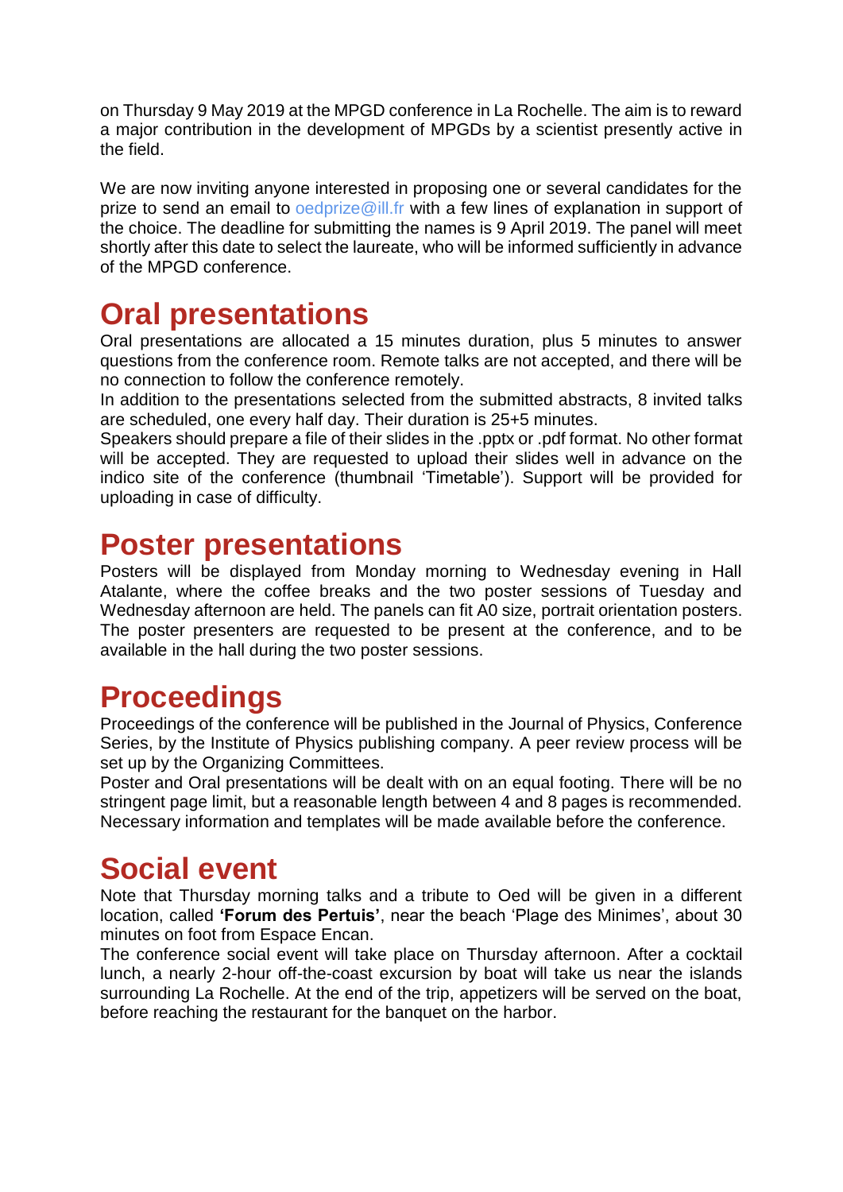on Thursday 9 May 2019 at the MPGD conference in La Rochelle. The aim is to reward a major contribution in the development of MPGDs by a scientist presently active in the field.

We are now inviting anyone interested in proposing one or several candidates for the prize to send an email to oedprize@ill.fr with a few lines of explanation in support of the choice. The deadline for submitting the names is 9 April 2019. The panel will meet shortly after this date to select the laureate, who will be informed sufficiently in advance of the MPGD conference.

# Oral presentations

Oral presentations are allocated a 15 minutes duration, plus 5 minutes to answer questions from the conference room. Remote talks are not accepted, and there will be no connection to follow the conference remotely.
In addition to the presentations selected from the submitted abstracts, 8 invited talks are scheduled, one every half day. Their duration is 25+5 minutes.
Speakers should prepare a file of their slides in the .pptx or .pdf format. No other format will be accepted. They are requested to upload their slides well in advance on the indico site of the conference (thumbnail 'Timetable'). Support will be provided for uploading in case of difficulty.

# Poster presentations

Posters will be displayed from Monday morning to Wednesday evening in Hall Atalante, where the coffee breaks and the two poster sessions of Tuesday and Wednesday afternoon are held. The panels can fit A0 size, portrait orientation posters. The poster presenters are requested to be present at the conference, and to be available in the hall during the two poster sessions.

# Proceedings

Proceedings of the conference will be published in the Journal of Physics, Conference Series, by the Institute of Physics publishing company. A peer review process will be set up by the Organizing Committees.
Poster and Oral presentations will be dealt with on an equal footing. There will be no stringent page limit, but a reasonable length between 4 and 8 pages is recommended. Necessary information and templates will be made available before the conference.

# Social event

Note that Thursday morning talks and a tribute to Oed will be given in a different location, called **'Forum des Pertuis'**, near the beach 'Plage des Minimes', about 30 minutes on foot from Espace Encan.
The conference social event will take place on Thursday afternoon. After a cocktail lunch, a nearly 2-hour off-the-coast excursion by boat will take us near the islands surrounding La Rochelle. At the end of the trip, appetizers will be served on the boat, before reaching the restaurant for the banquet on the harbor.